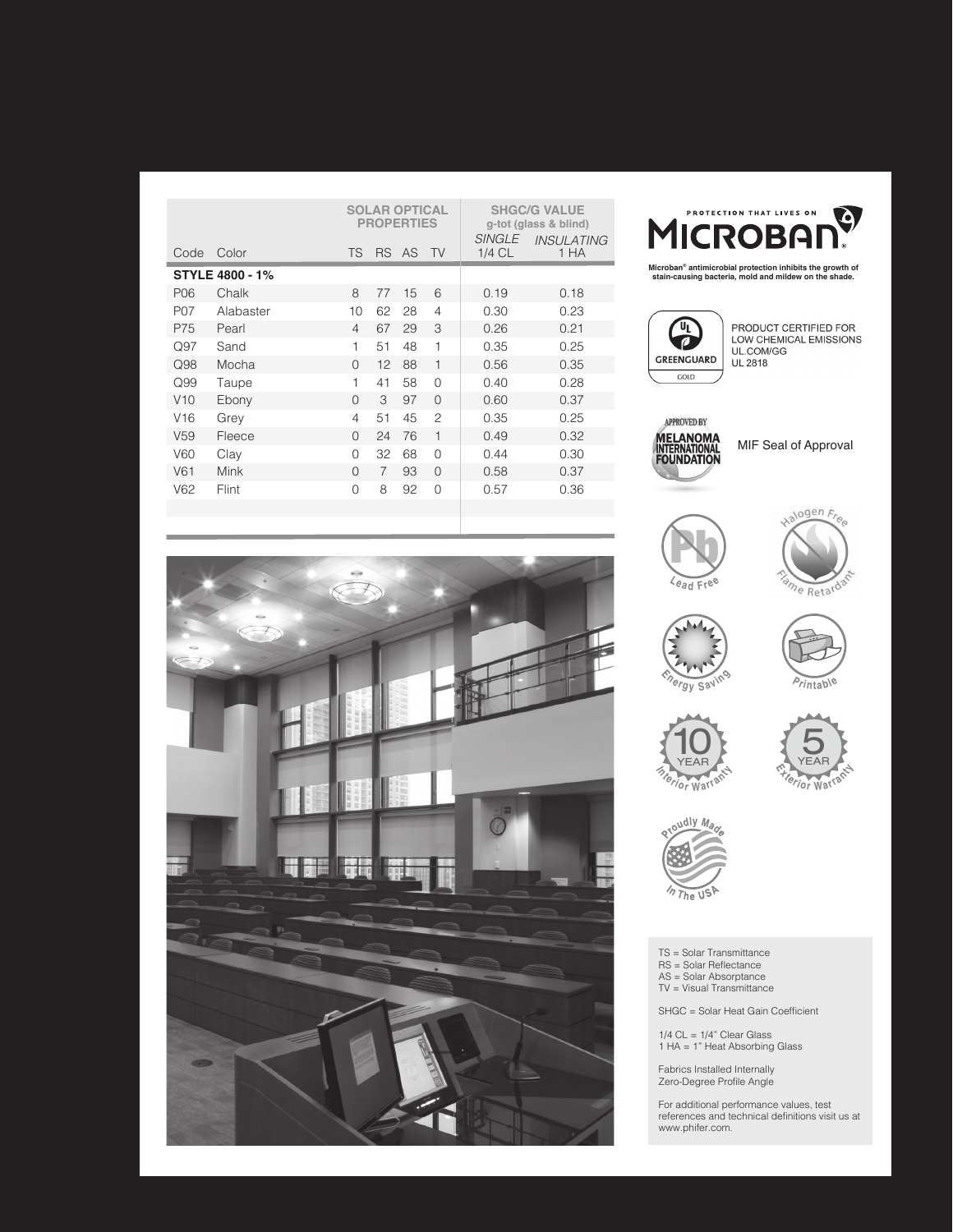| Code | Color | SOLAR OPTICAL PROPERTIES | | | | SHGC/G VALUE g-tot (glass & blind) | |
|---|---|---|---|---|---|---|---|
| | | TS | RS | AS | TV | *SINGLE* 1/4 CL | *INSULATING* 1 HA |
| **STYLE 4800 - 1%** | | | | | | | |
| P06 | Chalk | 8 | 77 | 15 | 6 | 0.19 | 0.18 |
| P07 | Alabaster | 10 | 62 | 28 | 4 | 0.30 | 0.23 |
| P75 | Pearl | 4 | 67 | 29 | 3 | 0.26 | 0.21 |
| Q97 | Sand | 1 | 51 | 48 | 1 | 0.35 | 0.25 |
| Q98 | Mocha | 0 | 12 | 88 | 1 | 0.56 | 0.35 |
| Q99 | Taupe | 1 | 41 | 58 | 0 | 0.40 | 0.28 |
| V10 | Ebony | 0 | 3 | 97 | 0 | 0.60 | 0.37 |
| V16 | Grey | 4 | 51 | 45 | 2 | 0.35 | 0.25 |
| V59 | Fleece | 0 | 24 | 76 | 1 | 0.49 | 0.32 |
| V60 | Clay | 0 | 32 | 68 | 0 | 0.44 | 0.30 |
| V61 | Mink | 0 | 7 | 93 | 0 | 0.58 | 0.37 |
| V62 | Flint | 0 | 8 | 92 | 0 | 0.57 | 0.36 |

PROTECTION THAT LIVES ON

MICROBAN®

Microban® antimicrobial protection inhibits the growth of stain-causing bacteria, mold and mildew on the shade.

GREENGUARD GOLD

PRODUCT CERTIFIED FOR LOW CHEMICAL EMISSIONS
UL.COM/GG
UL 2818

APPROVED BY MELANOMA INTERNATIONAL FOUNDATION

MIF Seal of Approval

Lead Free

Halogen Free Flame Retardant

Energy Saving

Printable

10 YEAR Interior Warranty

5 YEAR Exterior Warranty

Proudly Made In The USA

TS = Solar Transmittance
RS = Solar Reflectance
AS = Solar Absorptance
TV = Visual Transmittance

SHGC = Solar Heat Gain Coefficient

1/4 CL = 1/4" Clear Glass
1 HA = 1" Heat Absorbing Glass

Fabrics Installed Internally
Zero-Degree Profile Angle

For additional performance values, test references and technical definitions visit us at www.phifer.com.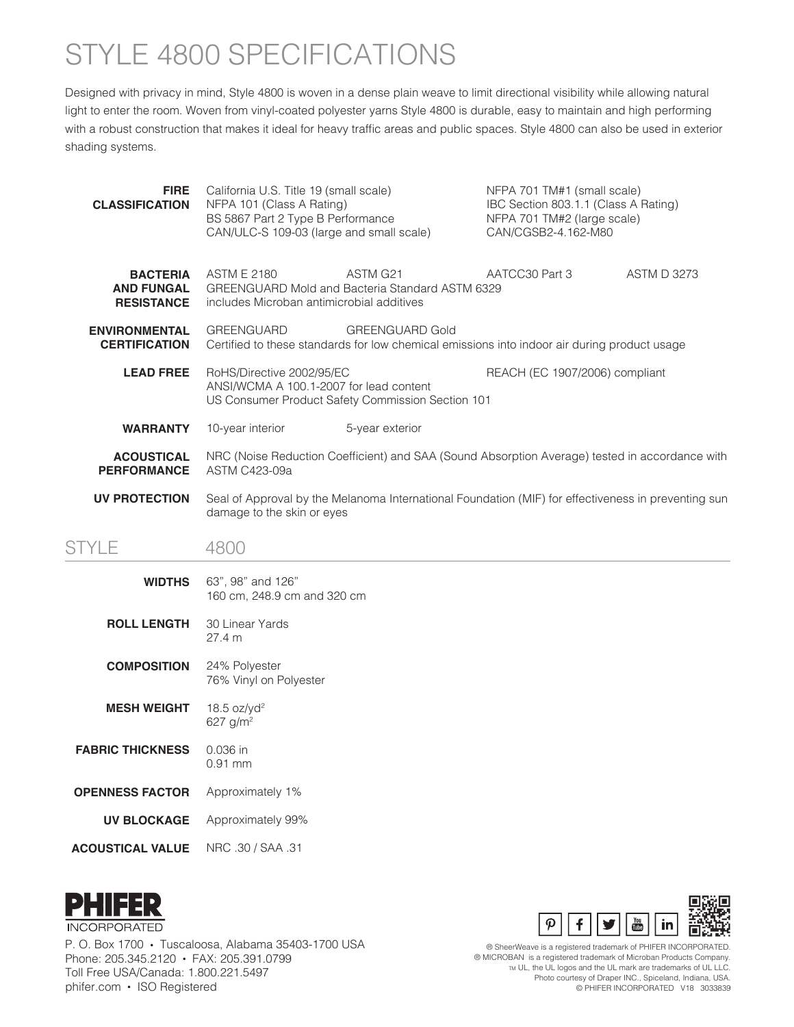# STYLE 4800 SPECIFICATIONS

Designed with privacy in mind, Style 4800 is woven in a dense plain weave to limit directional visibility while allowing natural light to enter the room. Woven from vinyl-coated polyester yarns Style 4800 is durable, easy to maintain and high performing with a robust construction that makes it ideal for heavy traffic areas and public spaces. Style 4800 can also be used in exterior shading systems.

**FIRE CLASSIFICATION**
California U.S. Title 19 (small scale)
NFPA 101 (Class A Rating)
BS 5867 Part 2 Type B Performance
CAN/ULC-S 109-03 (large and small scale)
NFPA 701 TM#1 (small scale)
IBC Section 803.1.1 (Class A Rating)
NFPA 701 TM#2 (large scale)
CAN/CGSB2-4.162-M80

**BACTERIA AND FUNGAL RESISTANCE**
ASTM E 2180 ASTM G21 AATCC30 Part 3 ASTM D 3273
GREENGUARD Mold and Bacteria Standard ASTM 6329
includes Microban antimicrobial additives

**ENVIRONMENTAL CERTIFICATION**
GREENGUARD GREENGUARD Gold
Certified to these standards for low chemical emissions into indoor air during product usage

**LEAD FREE**
RoHS/Directive 2002/95/EC
ANSI/WCMA A 100.1-2007 for lead content
US Consumer Product Safety Commission Section 101
REACH (EC 1907/2006) compliant

**WARRANTY**
10-year interior 5-year exterior

**ACOUSTICAL PERFORMANCE**
NRC (Noise Reduction Coefficient) and SAA (Sound Absorption Average) tested in accordance with ASTM C423-09a

**UV PROTECTION**
Seal of Approval by the Melanoma International Foundation (MIF) for effectiveness in preventing sun damage to the skin or eyes

## STYLE 4800

| | |
|---|---|
| **WIDTHS** | 63", 98" and 126"<br>160 cm, 248.9 cm and 320 cm |
| **ROLL LENGTH** | 30 Linear Yards<br>27.4 m |
| **COMPOSITION** | 24% Polyester<br>76% Vinyl on Polyester |
| **MESH WEIGHT** | 18.5 oz/yd$^2$<br>627 g/m$^2$ |
| **FABRIC THICKNESS** | 0.036 in<br>0.91 mm |
| **OPENNESS FACTOR** | Approximately 1% |
| **UV BLOCKAGE** | Approximately 99% |
| **ACOUSTICAL VALUE** | NRC .30 / SAA .31 |

PHIFER INCORPORATED
P. O. Box 1700 • Tuscaloosa, Alabama 35403-1700 USA
Phone: 205.345.2120 • FAX: 205.391.0799
Toll Free USA/Canada: 1.800.221.5497
phifer.com • ISO Registered

® SheerWeave is a registered trademark of PHIFER INCORPORATED.
® MICROBAN is a registered trademark of Microban Products Company.
TM UL, the UL logos and the UL mark are trademarks of UL LLC.
Photo courtesy of Draper INC., Spiceland, Indiana, USA.
© PHIFER INCORPORATED V18 3033839